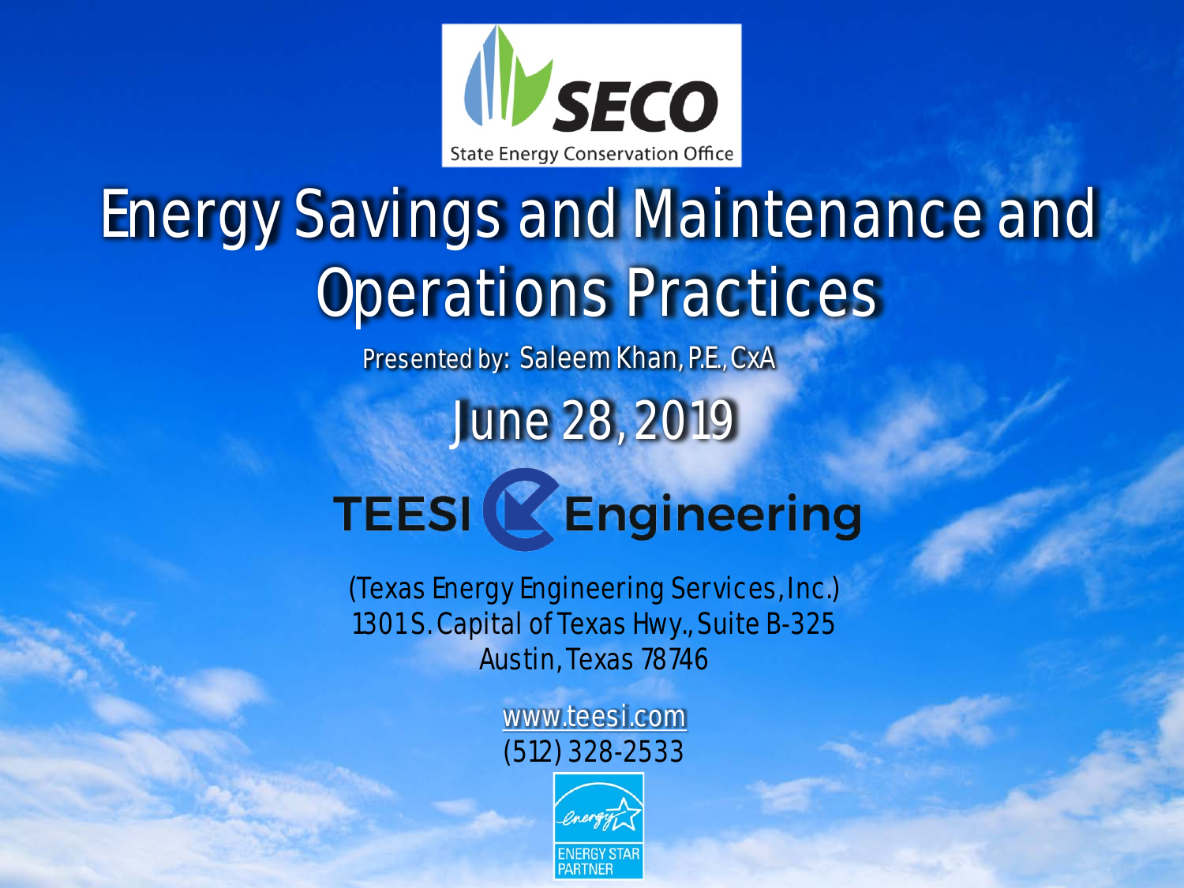SECO

State Energy Conservation Office

# Energy Savings and Maintenance and Operations Practices

Presented by: Saleem Khan, P.E., CxA

June 28, 2019

TEESI Engineering

(Texas Energy Engineering Services, Inc.)
1301 S. Capital of Texas Hwy., Suite B-325
Austin, Texas 78746

www.teesi.com
(512) 328-2533

ENERGY STAR PARTNER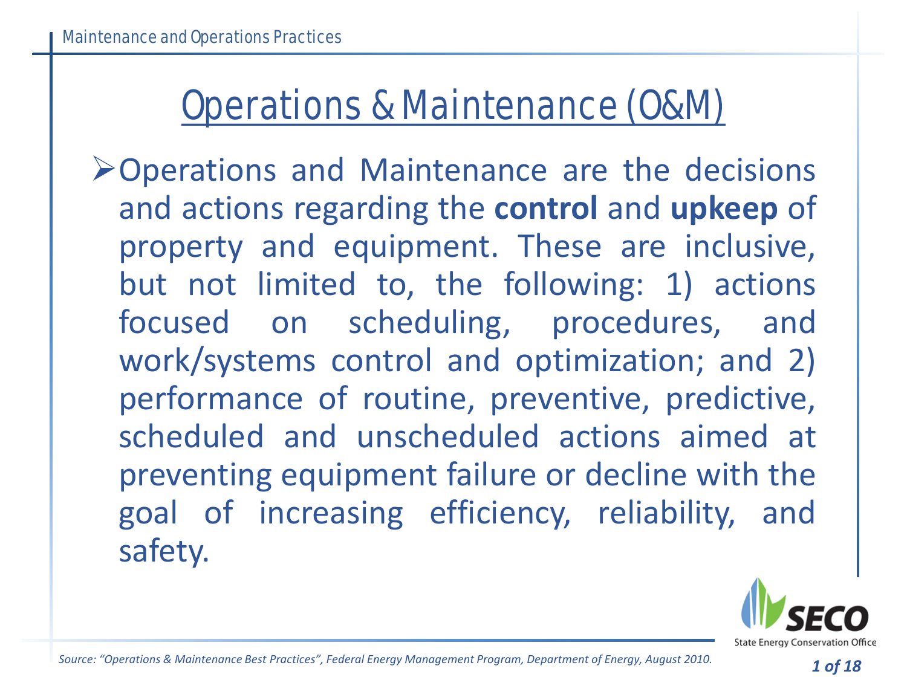# Operations & Maintenance (O&M)

- Operations and Maintenance are the decisions and actions regarding the **control** and **upkeep** of property and equipment. These are inclusive, but not limited to, the following: 1) actions focused on scheduling, procedures, and work/systems control and optimization; and 2) performance of routine, preventive, predictive, scheduled and unscheduled actions aimed at preventing equipment failure or decline with the goal of increasing efficiency, reliability, and safety.

*Source: "Operations & Maintenance Best Practices", Federal Energy Management Program, Department of Energy, August 2010.*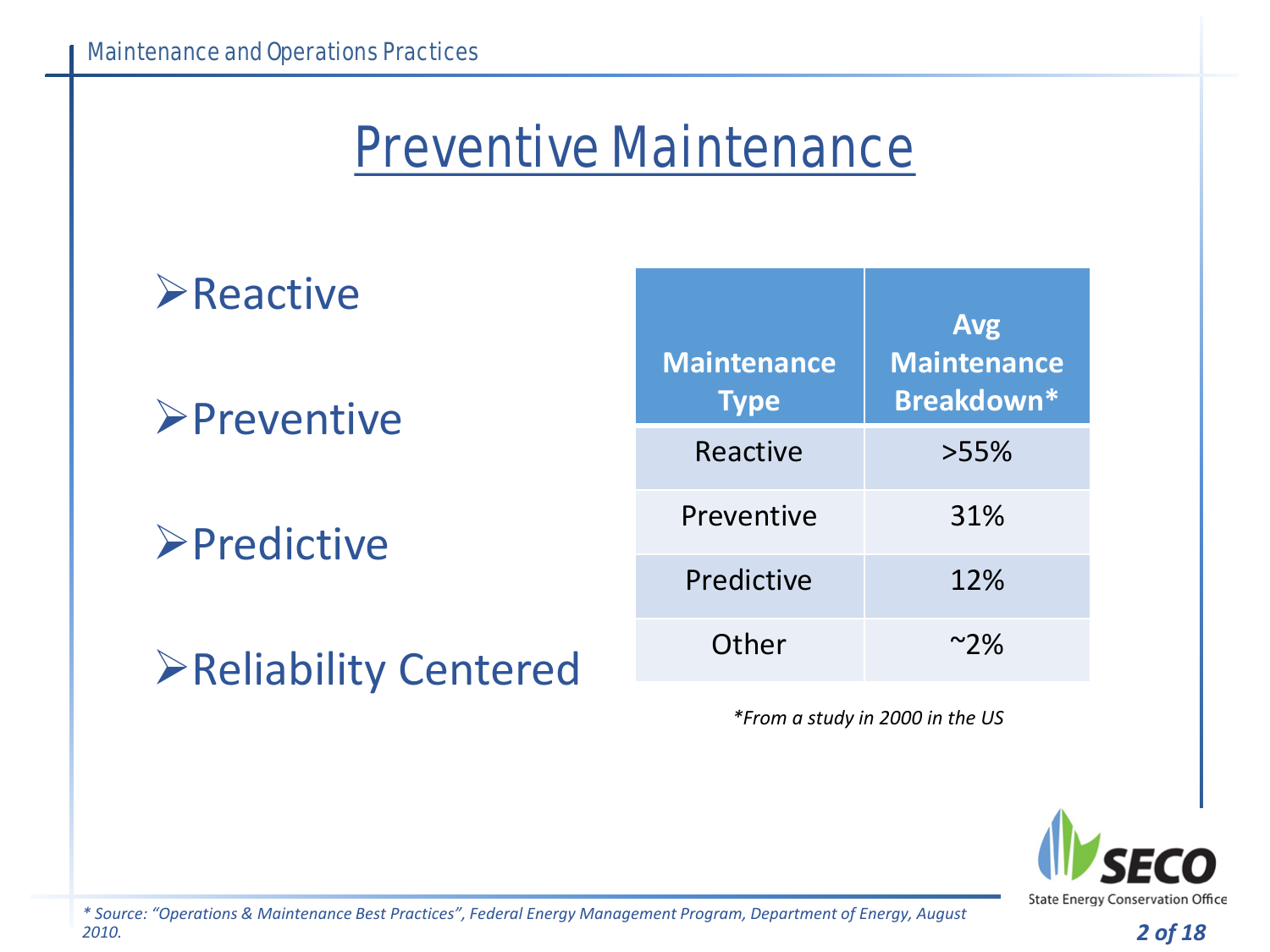# Preventive Maintenance

- Reactive
- Preventive
- Predictive
- Reliability Centered

| Maintenance Type | Avg Maintenance Breakdown* |
|---|---|
| Reactive | >55% |
| Preventive | 31% |
| Predictive | 12% |
| Other | ~2% |

*\*From a study in 2000 in the US*

*\* Source: "Operations & Maintenance Best Practices", Federal Energy Management Program, Department of Energy, August 2010.*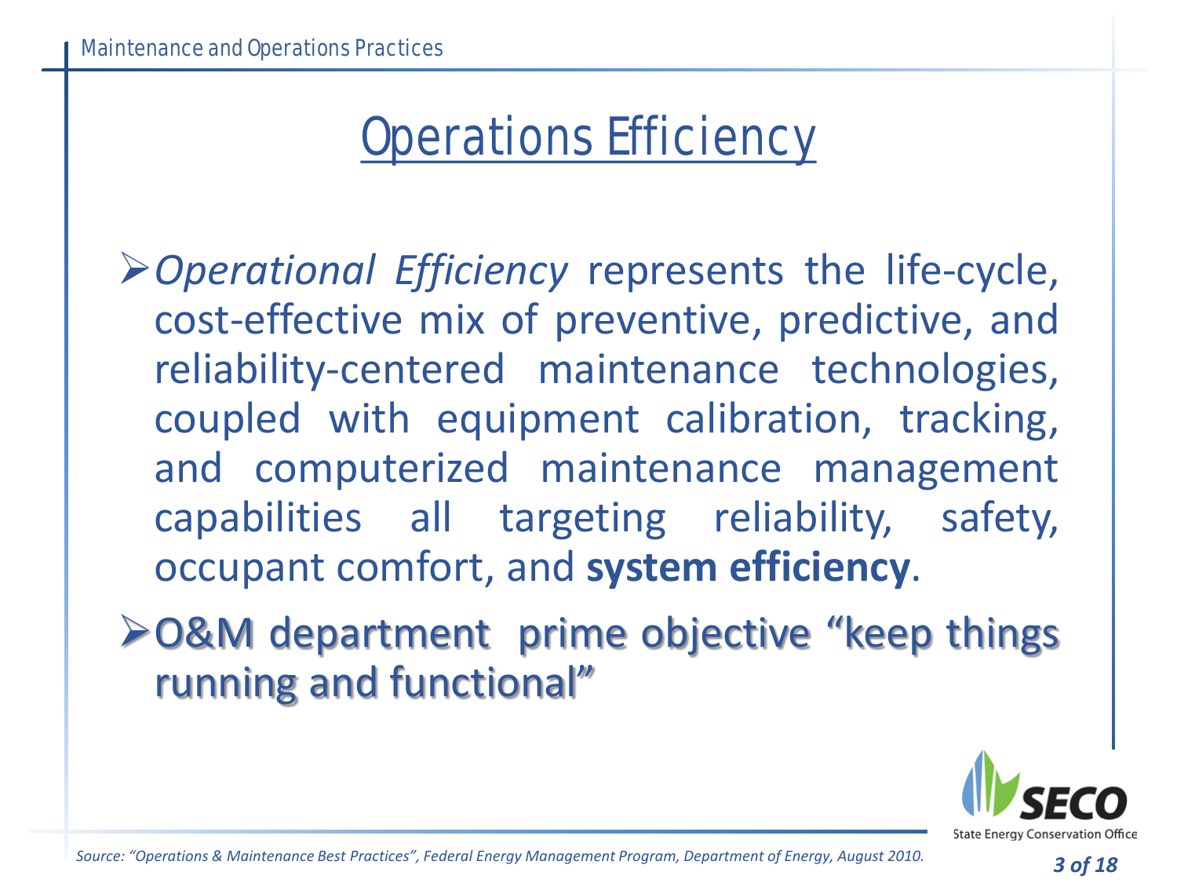# Operations Efficiency

- *Operational Efficiency* represents the life-cycle, cost-effective mix of preventive, predictive, and reliability-centered maintenance technologies, coupled with equipment calibration, tracking, and computerized maintenance management capabilities all targeting reliability, safety, occupant comfort, and **system efficiency**.
- O&M department prime objective "keep things running and functional"

*Source: "Operations & Maintenance Best Practices", Federal Energy Management Program, Department of Energy, August 2010.*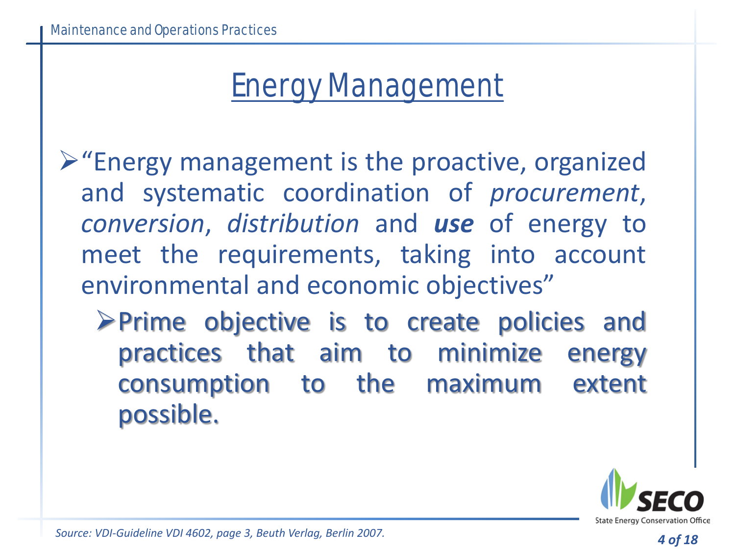# Energy Management

- "Energy management is the proactive, organized and systematic coordination of *procurement*, *conversion*, *distribution* and ***use*** of energy to meet the requirements, taking into account environmental and economic objectives"
  - Prime objective is to create policies and practices that aim to minimize energy consumption to the maximum extent possible.

*Source: VDI-Guideline VDI 4602, page 3, Beuth Verlag, Berlin 2007.*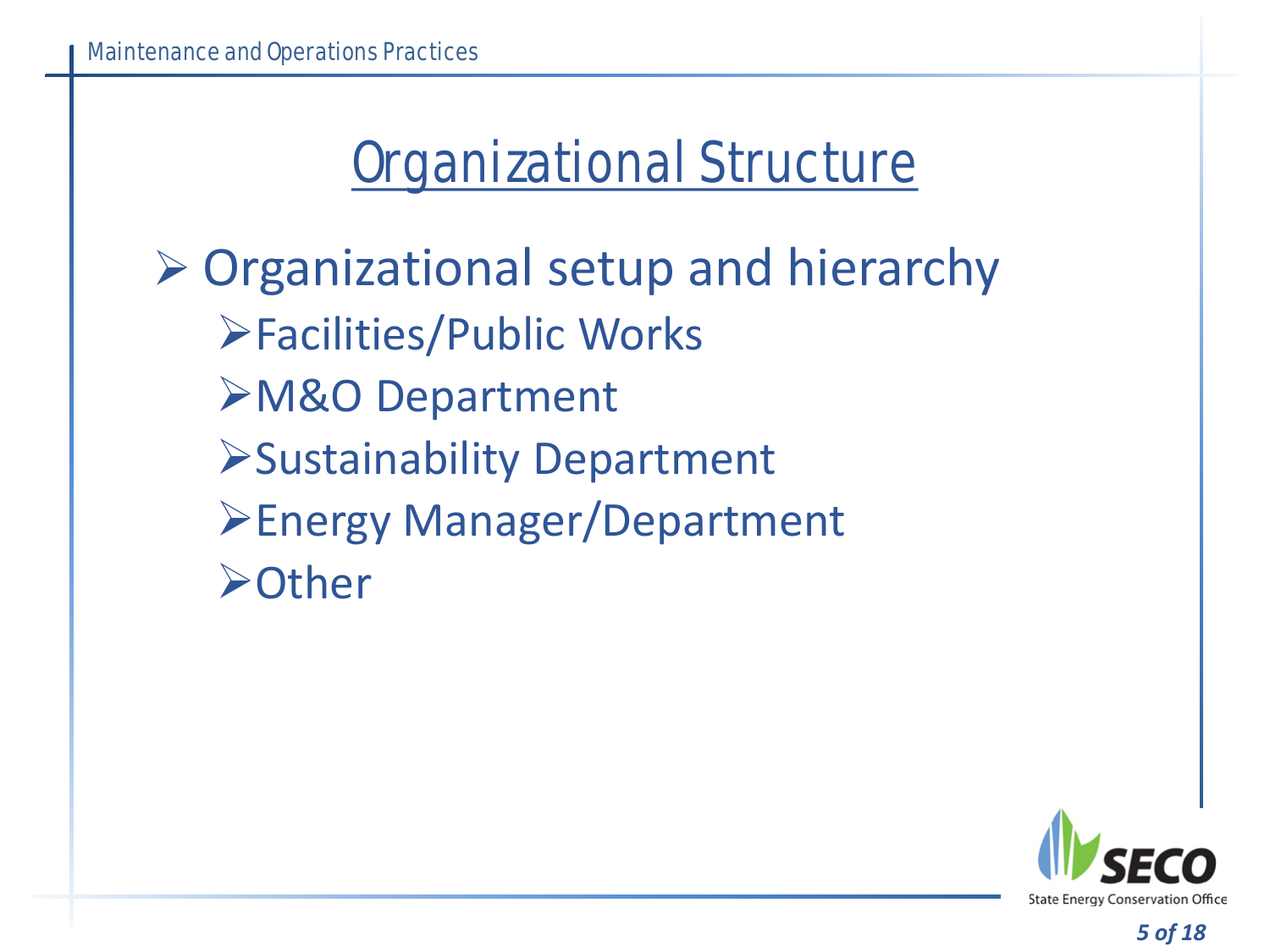# Organizational Structure

- Organizational setup and hierarchy
  - Facilities/Public Works
  - M&O Department
  - Sustainability Department
  - Energy Manager/Department
  - Other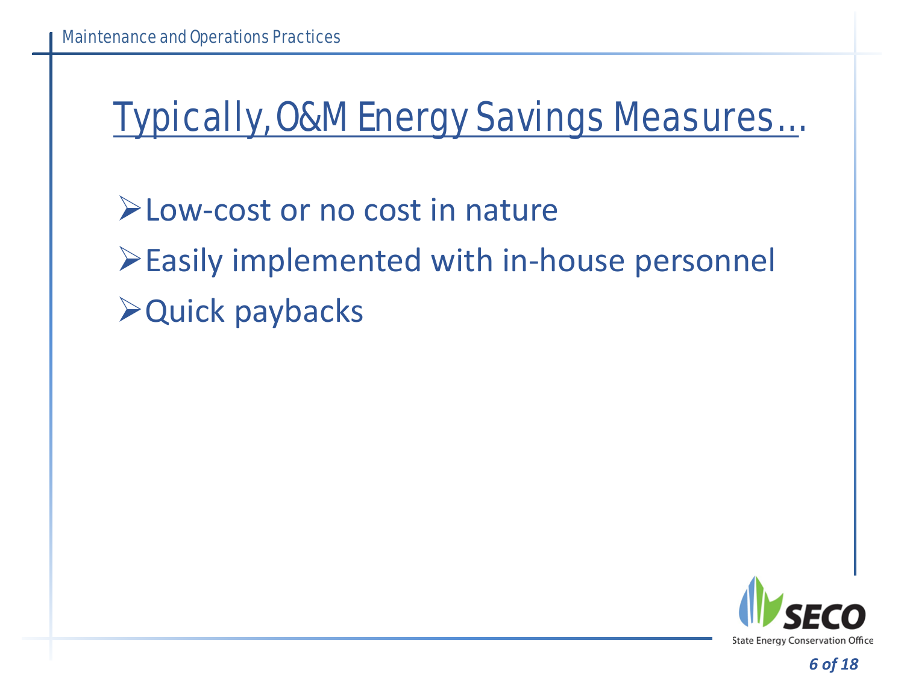# Typically, O&M Energy Savings Measures…

- Low-cost or no cost in nature
- Easily implemented with in-house personnel
- Quick paybacks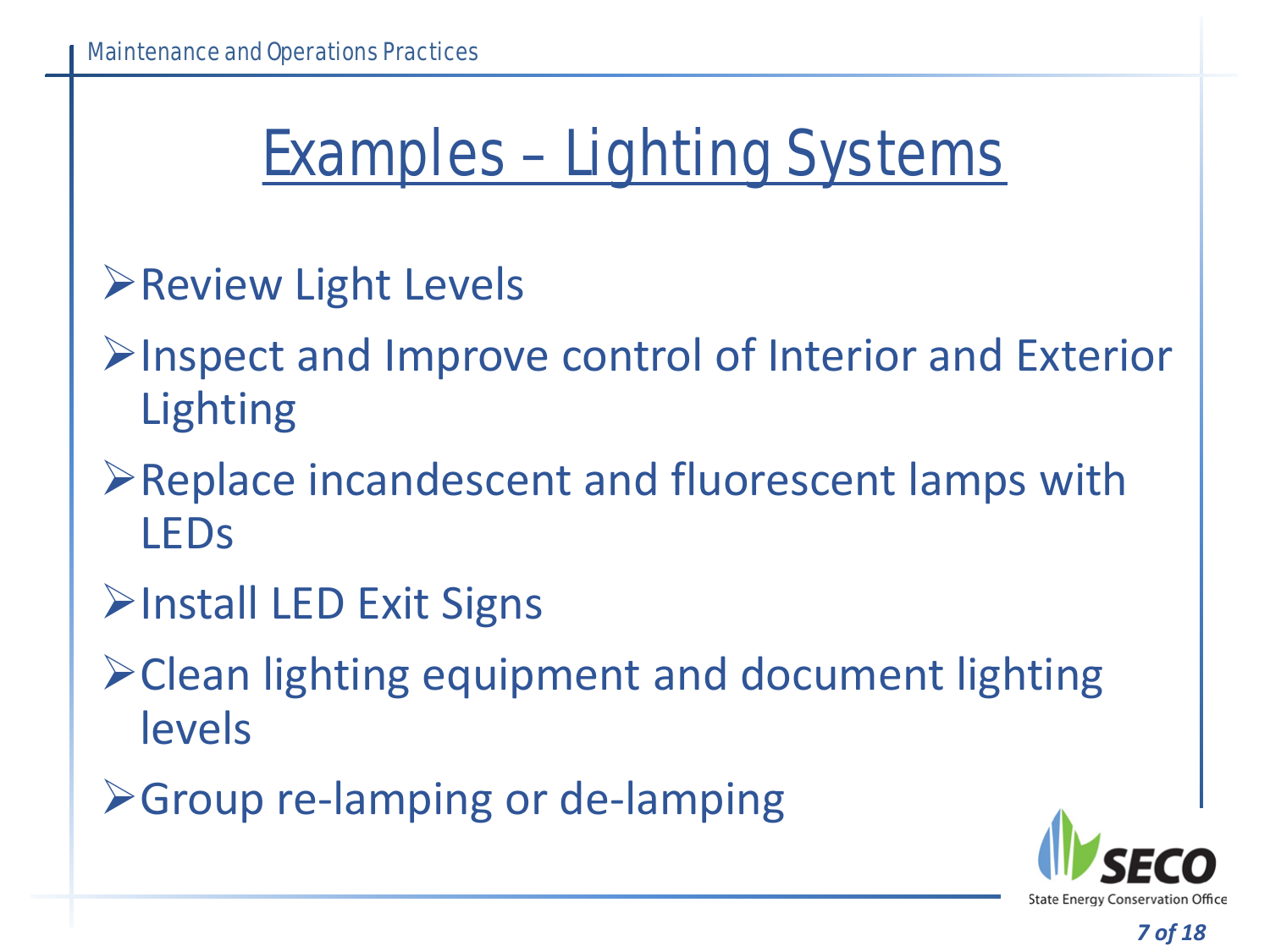# Examples – Lighting Systems

- Review Light Levels
- Inspect and Improve control of Interior and Exterior Lighting
- Replace incandescent and fluorescent lamps with LEDs
- Install LED Exit Signs
- Clean lighting equipment and document lighting levels
- Group re-lamping or de-lamping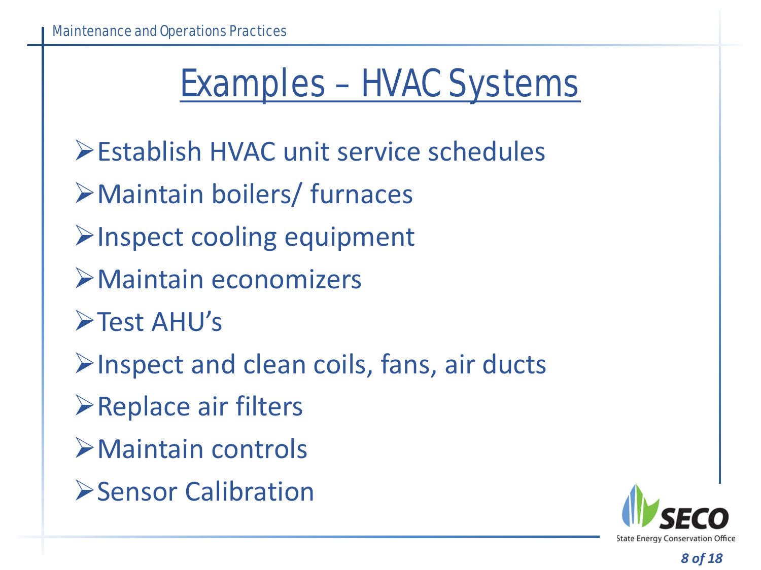# Examples – HVAC Systems

- Establish HVAC unit service schedules
- Maintain boilers/ furnaces
- Inspect cooling equipment
- Maintain economizers
- Test AHU's
- Inspect and clean coils, fans, air ducts
- Replace air filters
- Maintain controls
- Sensor Calibration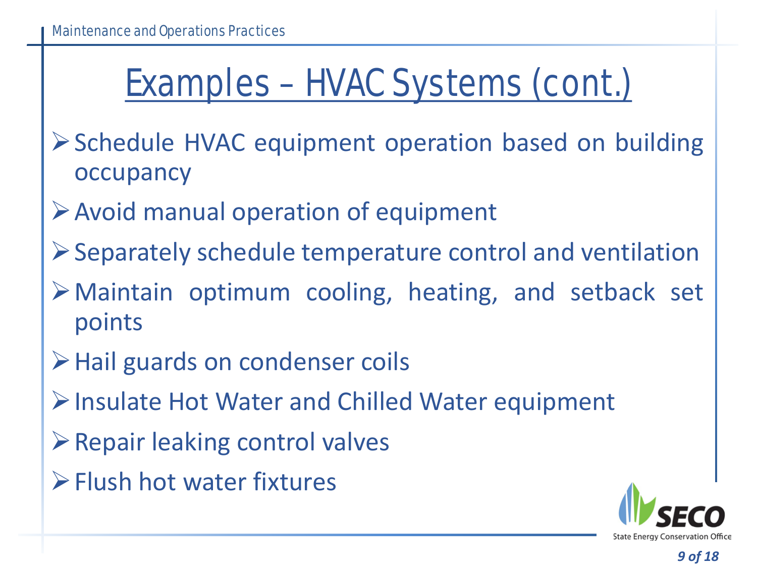# Examples – HVAC Systems (cont.)

- Schedule HVAC equipment operation based on building occupancy
- Avoid manual operation of equipment
- Separately schedule temperature control and ventilation
- Maintain optimum cooling, heating, and setback set points
- Hail guards on condenser coils
- Insulate Hot Water and Chilled Water equipment
- Repair leaking control valves
- Flush hot water fixtures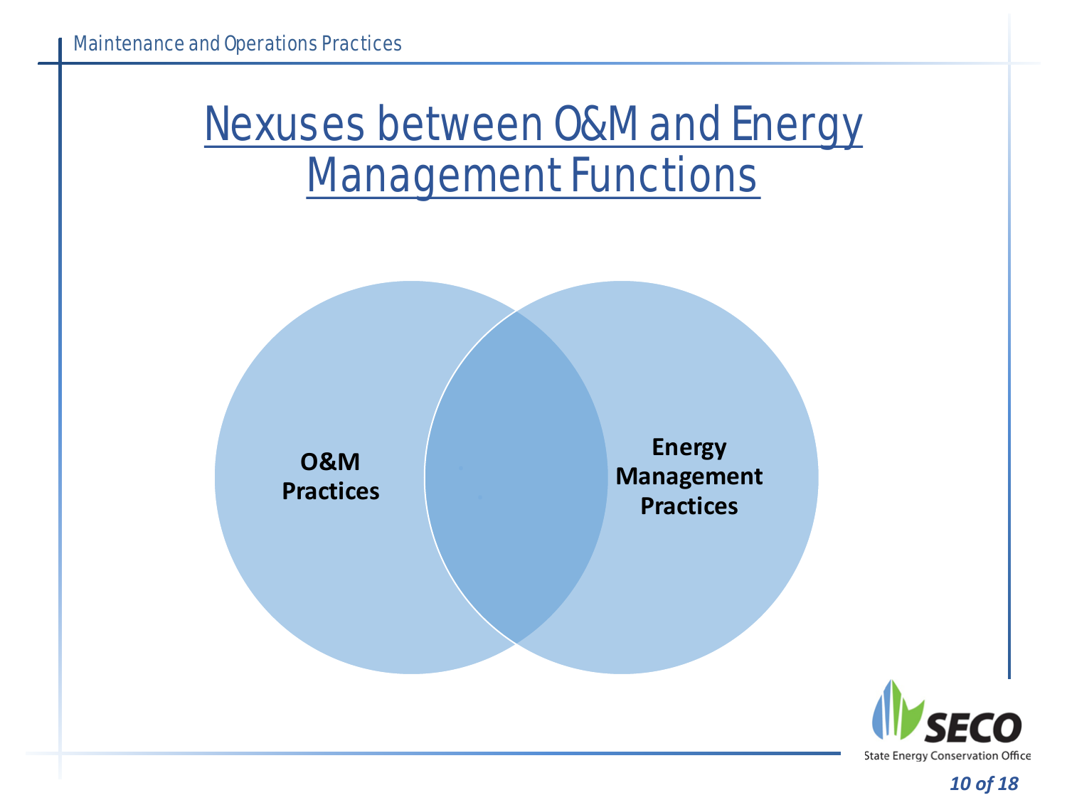# Nexuses between O&M and Energy Management Functions

**O&M Practices**

**Energy Management Practices**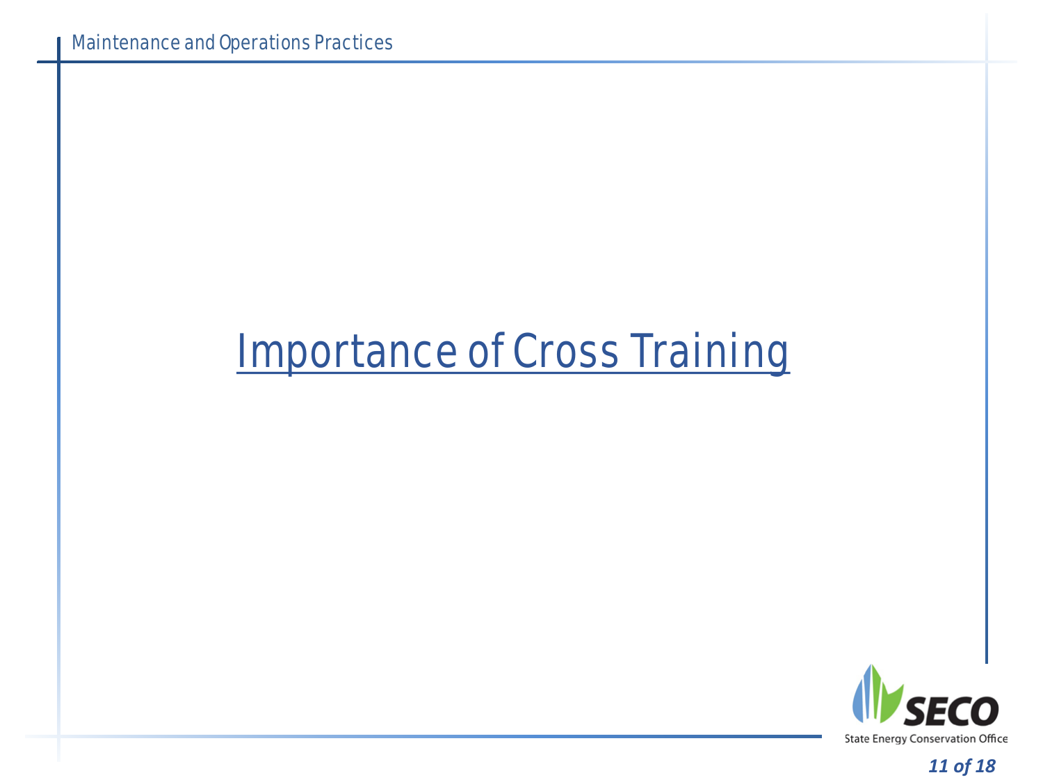# Importance of Cross Training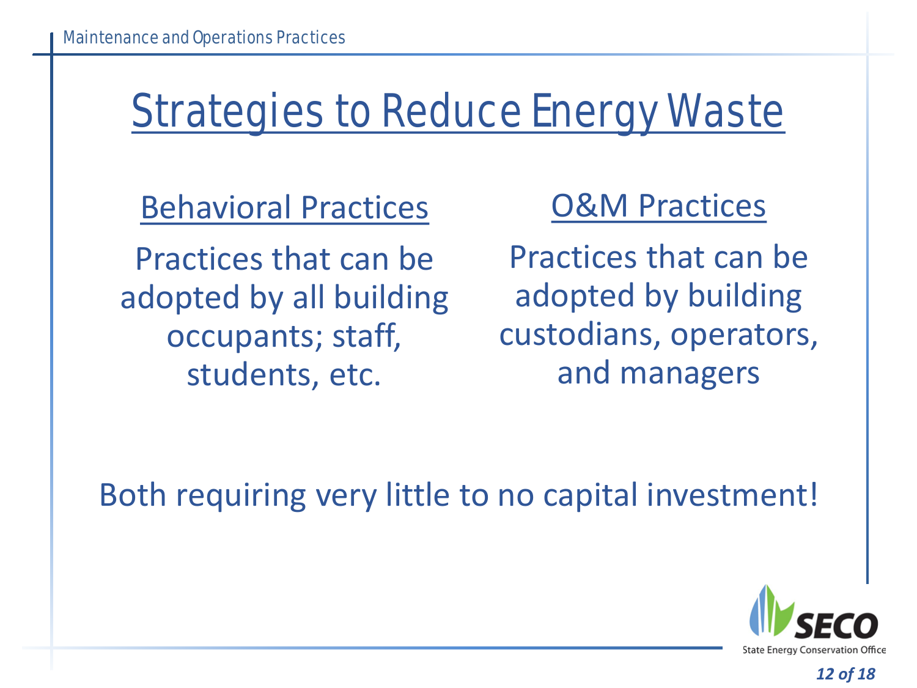# Strategies to Reduce Energy Waste

## Behavioral Practices

Practices that can be adopted by all building occupants; staff, students, etc.

## O&M Practices

Practices that can be adopted by building custodians, operators, and managers

Both requiring very little to no capital investment!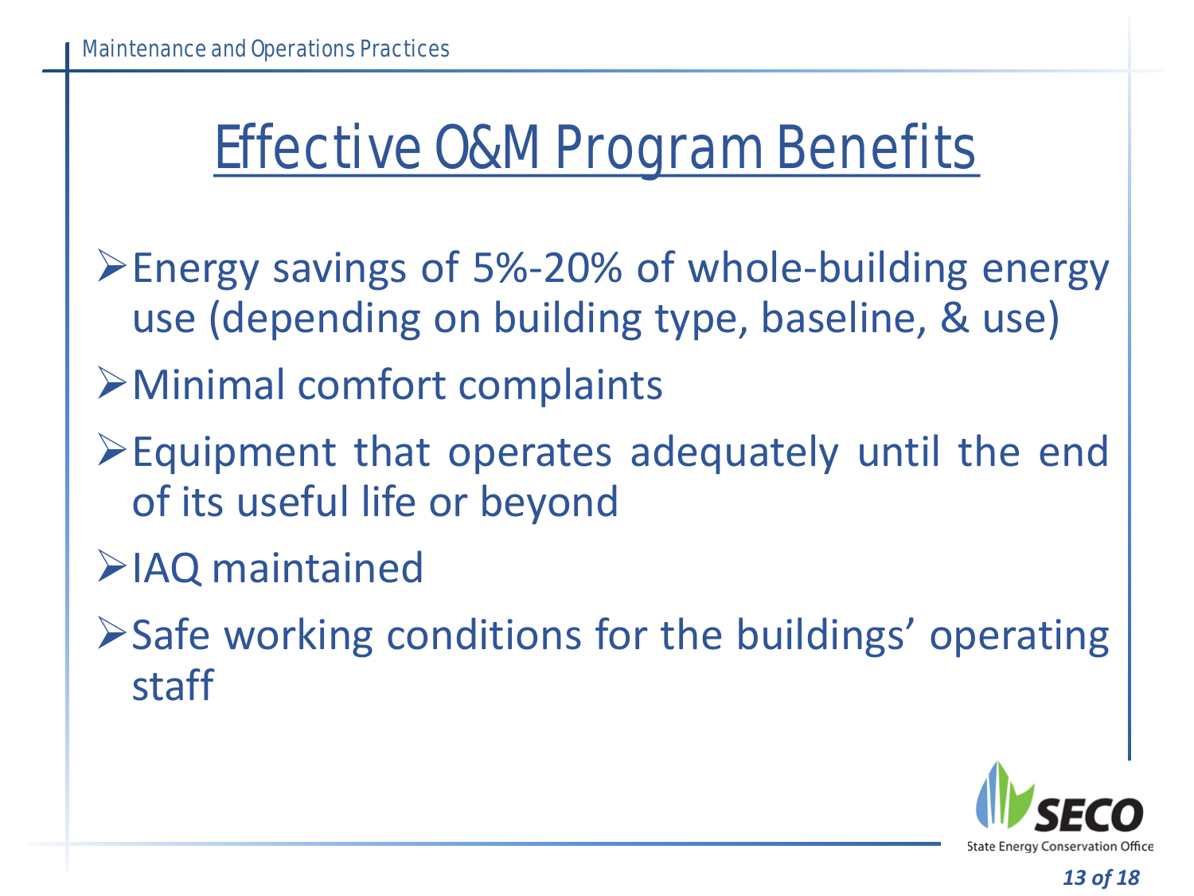# Effective O&M Program Benefits

- Energy savings of 5%-20% of whole-building energy use (depending on building type, baseline, & use)
- Minimal comfort complaints
- Equipment that operates adequately until the end of its useful life or beyond
- IAQ maintained
- Safe working conditions for the buildings' operating staff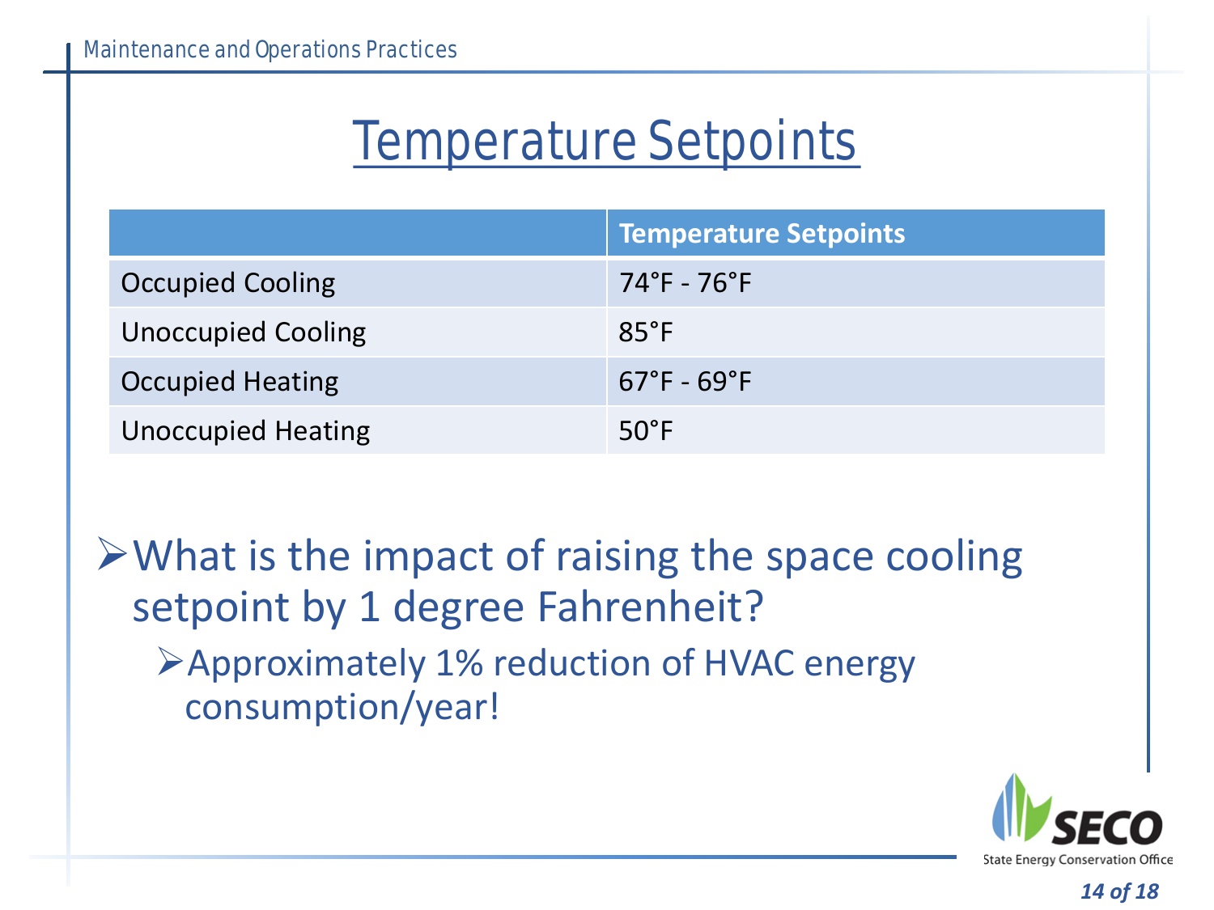# Temperature Setpoints

| | Temperature Setpoints |
|---|---|
| Occupied Cooling | 74°F - 76°F |
| Unoccupied Cooling | 85°F |
| Occupied Heating | 67°F - 69°F |
| Unoccupied Heating | 50°F |

- What is the impact of raising the space cooling setpoint by 1 degree Fahrenheit?
  - Approximately 1% reduction of HVAC energy consumption/year!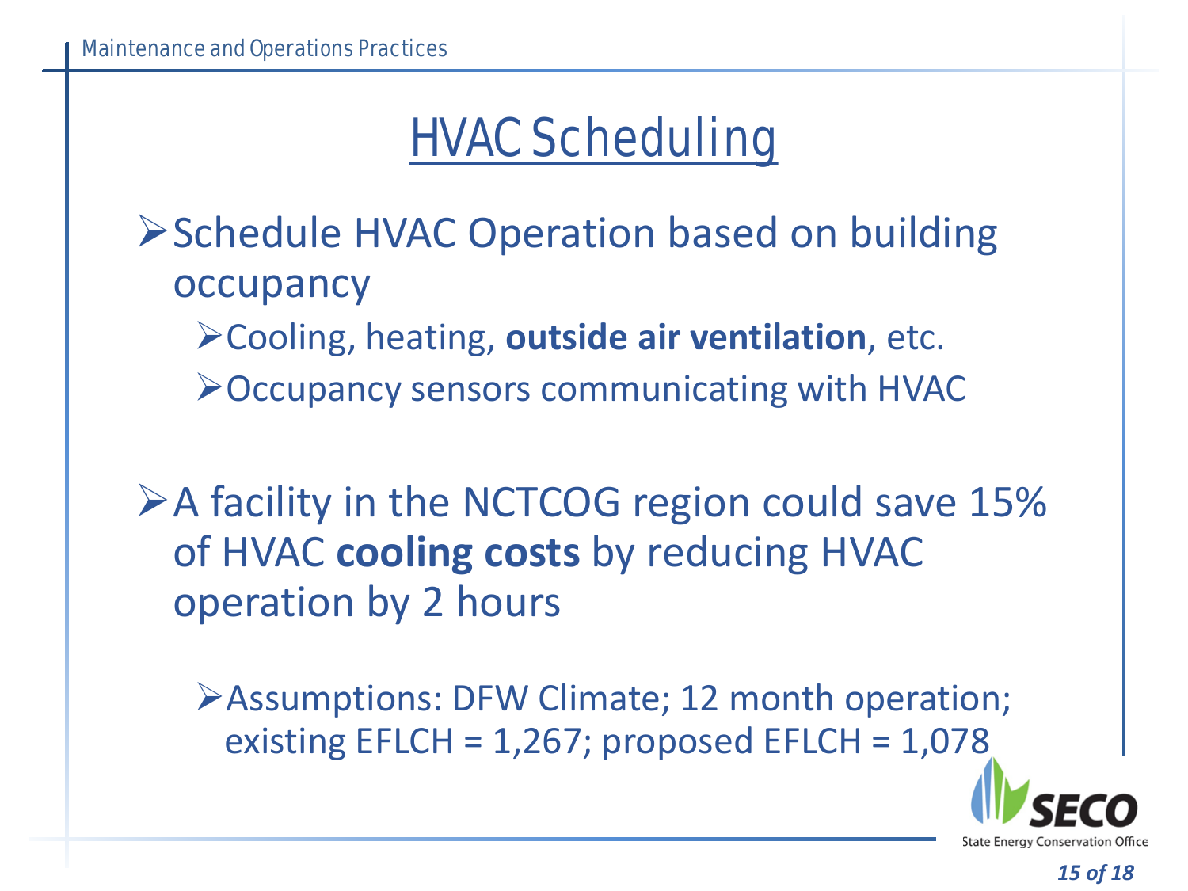# HVAC Scheduling

- Schedule HVAC Operation based on building occupancy
  - Cooling, heating, **outside air ventilation**, etc.
  - Occupancy sensors communicating with HVAC

- A facility in the NCTCOG region could save 15% of HVAC **cooling costs** by reducing HVAC operation by 2 hours
  - Assumptions: DFW Climate; 12 month operation; existing EFLCH = 1,267; proposed EFLCH = 1,078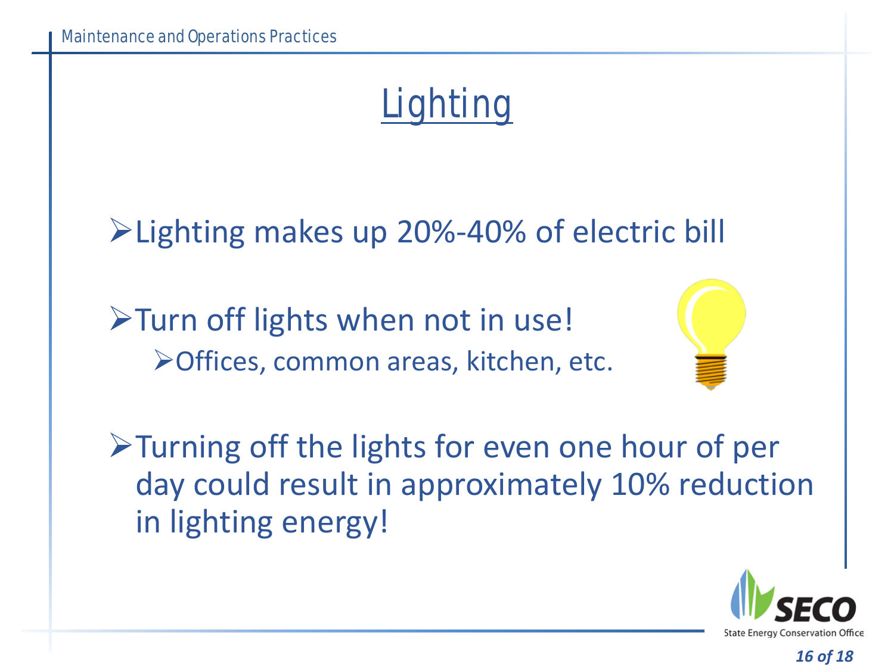# Lighting

- Lighting makes up 20%-40% of electric bill
- Turn off lights when not in use!
  - Offices, common areas, kitchen, etc.
- Turning off the lights for even one hour of per day could result in approximately 10% reduction in lighting energy!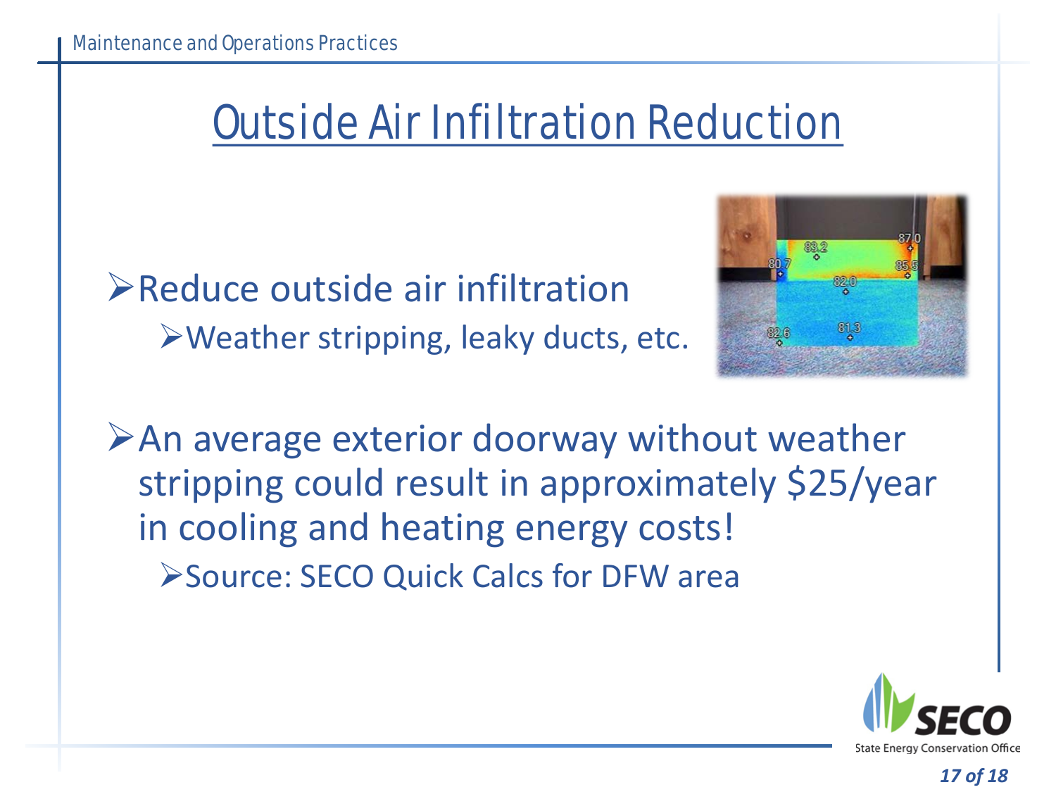# Outside Air Infiltration Reduction

- Reduce outside air infiltration
  - Weather stripping, leaky ducts, etc.

- An average exterior doorway without weather stripping could result in approximately $25/year in cooling and heating energy costs!
  - Source: SECO Quick Calcs for DFW area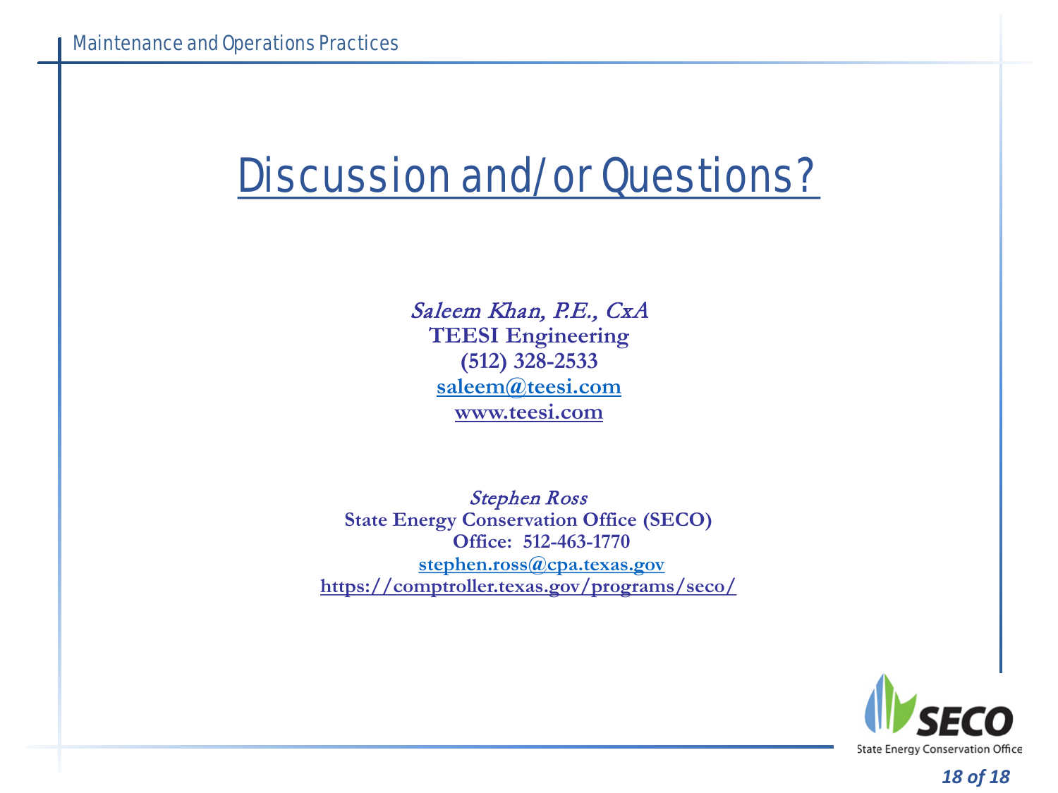# Discussion and/or Questions?

*Saleem Khan, P.E., CxA*
**TEESI Engineering**
**(512) 328-2533**
**saleem@teesi.com**
**www.teesi.com**

*Stephen Ross*
**State Energy Conservation Office (SECO)**
**Office: 512-463-1770**
**stephen.ross@cpa.texas.gov**
**https://comptroller.texas.gov/programs/seco/**

SECO
State Energy Conservation Office